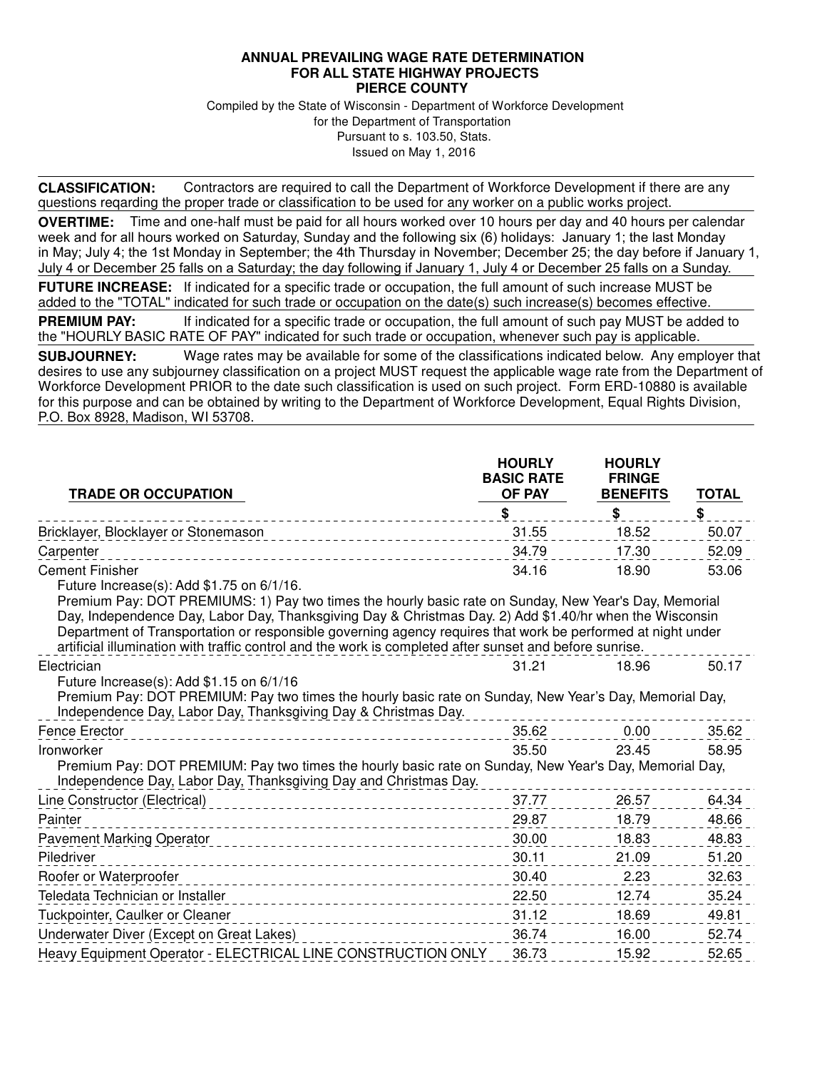# ANNUAL PREVAILING WAGE RATE DETERMINATION
# FOR ALL STATE HIGHWAY PROJECTS
# PIERCE COUNTY

Compiled by the State of Wisconsin - Department of Workforce Development
for the Department of Transportation
Pursuant to s. 103.50, Stats.
Issued on May 1, 2016

**CLASSIFICATION:** Contractors are required to call the Department of Workforce Development if there are any questions reqarding the proper trade or classification to be used for any worker on a public works project.

**OVERTIME:** Time and one-half must be paid for all hours worked over 10 hours per day and 40 hours per calendar week and for all hours worked on Saturday, Sunday and the following six (6) holidays: January 1; the last Monday in May; July 4; the 1st Monday in September; the 4th Thursday in November; December 25; the day before if January 1, July 4 or December 25 falls on a Saturday; the day following if January 1, July 4 or December 25 falls on a Sunday.

**FUTURE INCREASE:** If indicated for a specific trade or occupation, the full amount of such increase MUST be added to the "TOTAL" indicated for such trade or occupation on the date(s) such increase(s) becomes effective.

**PREMIUM PAY:** If indicated for a specific trade or occupation, the full amount of such pay MUST be added to the "HOURLY BASIC RATE OF PAY" indicated for such trade or occupation, whenever such pay is applicable.

**SUBJOURNEY:** Wage rates may be available for some of the classifications indicated below. Any employer that desires to use any subjourney classification on a project MUST request the applicable wage rate from the Department of Workforce Development PRIOR to the date such classification is used on such project. Form ERD-10880 is available for this purpose and can be obtained by writing to the Department of Workforce Development, Equal Rights Division, P.O. Box 8928, Madison, WI 53708.

| TRADE OR OCCUPATION | HOURLY BASIC RATE OF PAY | HOURLY FRINGE BENEFITS | TOTAL |
|---|---|---|---|
| | $ | $ | $ |
| Bricklayer, Blocklayer or Stonemason | 31.55 | 18.52 | 50.07 |
| Carpenter | 34.79 | 17.30 | 52.09 |
| Cement Finisher<br>Future Increase(s): Add $1.75 on 6/1/16.<br>Premium Pay: DOT PREMIUMS: 1) Pay two times the hourly basic rate on Sunday, New Year's Day, Memorial Day, Independence Day, Labor Day, Thanksgiving Day & Christmas Day. 2) Add $1.40/hr when the Wisconsin Department of Transportation or responsible governing agency requires that work be performed at night under artificial illumination with traffic control and the work is completed after sunset and before sunrise. | 34.16 | 18.90 | 53.06 |
| Electrician<br>Future Increase(s): Add $1.15 on 6/1/16<br>Premium Pay: DOT PREMIUM: Pay two times the hourly basic rate on Sunday, New Year's Day, Memorial Day, Independence Day, Labor Day, Thanksgiving Day & Christmas Day. | 31.21 | 18.96 | 50.17 |
| Fence Erector | 35.62 | 0.00 | 35.62 |
| Ironworker<br>Premium Pay: DOT PREMIUM: Pay two times the hourly basic rate on Sunday, New Year's Day, Memorial Day, Independence Day, Labor Day, Thanksgiving Day and Christmas Day. | 35.50 | 23.45 | 58.95 |
| Line Constructor (Electrical) | 37.77 | 26.57 | 64.34 |
| Painter | 29.87 | 18.79 | 48.66 |
| Pavement Marking Operator | 30.00 | 18.83 | 48.83 |
| Piledriver | 30.11 | 21.09 | 51.20 |
| Roofer or Waterproofer | 30.40 | 2.23 | 32.63 |
| Teledata Technician or Installer | 22.50 | 12.74 | 35.24 |
| Tuckpointer, Caulker or Cleaner | 31.12 | 18.69 | 49.81 |
| Underwater Diver (Except on Great Lakes) | 36.74 | 16.00 | 52.74 |
| Heavy Equipment Operator - ELECTRICAL LINE CONSTRUCTION ONLY | 36.73 | 15.92 | 52.65 |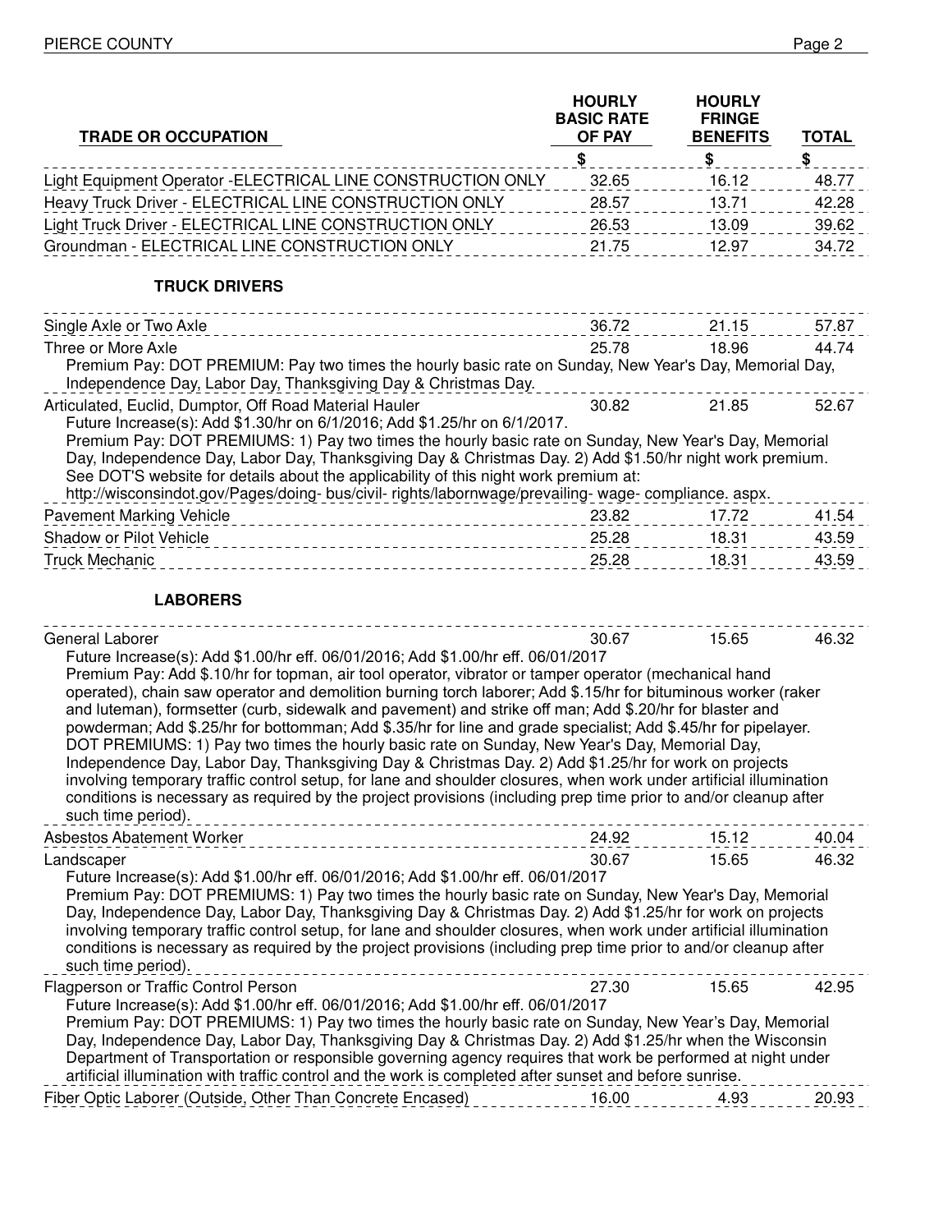| TRADE OR OCCUPATION | HOURLY BASIC RATE OF PAY | HOURLY FRINGE BENEFITS | TOTAL |
|---|---|---|---|
| | $ | $ | $ |
| Light Equipment Operator -ELECTRICAL LINE CONSTRUCTION ONLY | 32.65 | 16.12 | 48.77 |
| Heavy Truck Driver - ELECTRICAL LINE CONSTRUCTION ONLY | 28.57 | 13.71 | 42.28 |
| Light Truck Driver - ELECTRICAL LINE CONSTRUCTION ONLY | 26.53 | 13.09 | 39.62 |
| Groundman - ELECTRICAL LINE CONSTRUCTION ONLY | 21.75 | 12.97 | 34.72 |
| **TRUCK DRIVERS** | | | |
| Single Axle or Two Axle | 36.72 | 21.15 | 57.87 |
| Three or More Axle<br>Premium Pay: DOT PREMIUM: Pay two times the hourly basic rate on Sunday, New Year's Day, Memorial Day, Independence Day, Labor Day, Thanksgiving Day & Christmas Day. | 25.78 | 18.96 | 44.74 |
| Articulated, Euclid, Dumptor, Off Road Material Hauler<br>Future Increase(s): Add $1.30/hr on 6/1/2016; Add $1.25/hr on 6/1/2017.<br>Premium Pay: DOT PREMIUMS: 1) Pay two times the hourly basic rate on Sunday, New Year's Day, Memorial Day, Independence Day, Labor Day, Thanksgiving Day & Christmas Day. 2) Add $1.50/hr night work premium. See DOT'S website for details about the applicability of this night work premium at: http://wisconsindot.gov/Pages/doing- bus/civil- rights/labornwage/prevailing- wage- compliance. aspx. | 30.82 | 21.85 | 52.67 |
| Pavement Marking Vehicle | 23.82 | 17.72 | 41.54 |
| Shadow or Pilot Vehicle | 25.28 | 18.31 | 43.59 |
| Truck Mechanic | 25.28 | 18.31 | 43.59 |
| **LABORERS** | | | |
| General Laborer<br>Future Increase(s): Add $1.00/hr eff. 06/01/2016; Add $1.00/hr eff. 06/01/2017<br>Premium Pay: Add $.10/hr for topman, air tool operator, vibrator or tamper operator (mechanical hand operated), chain saw operator and demolition burning torch laborer; Add $.15/hr for bituminous worker (raker and luteman), formsetter (curb, sidewalk and pavement) and strike off man; Add $.20/hr for blaster and powderman; Add $.25/hr for bottomman; Add $.35/hr for line and grade specialist; Add $.45/hr for pipelayer. DOT PREMIUMS: 1) Pay two times the hourly basic rate on Sunday, New Year's Day, Memorial Day, Independence Day, Labor Day, Thanksgiving Day & Christmas Day. 2) Add $1.25/hr for work on projects involving temporary traffic control setup, for lane and shoulder closures, when work under artificial illumination conditions is necessary as required by the project provisions (including prep time prior to and/or cleanup after such time period). | 30.67 | 15.65 | 46.32 |
| Asbestos Abatement Worker | 24.92 | 15.12 | 40.04 |
| Landscaper<br>Future Increase(s): Add $1.00/hr eff. 06/01/2016; Add $1.00/hr eff. 06/01/2017<br>Premium Pay: DOT PREMIUMS: 1) Pay two times the hourly basic rate on Sunday, New Year's Day, Memorial Day, Independence Day, Labor Day, Thanksgiving Day & Christmas Day. 2) Add $1.25/hr for work on projects involving temporary traffic control setup, for lane and shoulder closures, when work under artificial illumination conditions is necessary as required by the project provisions (including prep time prior to and/or cleanup after such time period). | 30.67 | 15.65 | 46.32 |
| Flagperson or Traffic Control Person<br>Future Increase(s): Add $1.00/hr eff. 06/01/2016; Add $1.00/hr eff. 06/01/2017<br>Premium Pay: DOT PREMIUMS: 1) Pay two times the hourly basic rate on Sunday, New Year's Day, Memorial Day, Independence Day, Labor Day, Thanksgiving Day & Christmas Day. 2) Add $1.25/hr when the Wisconsin Department of Transportation or responsible governing agency requires that work be performed at night under artificial illumination with traffic control and the work is completed after sunset and before sunrise. | 27.30 | 15.65 | 42.95 |
| Fiber Optic Laborer (Outside, Other Than Concrete Encased) | 16.00 | 4.93 | 20.93 |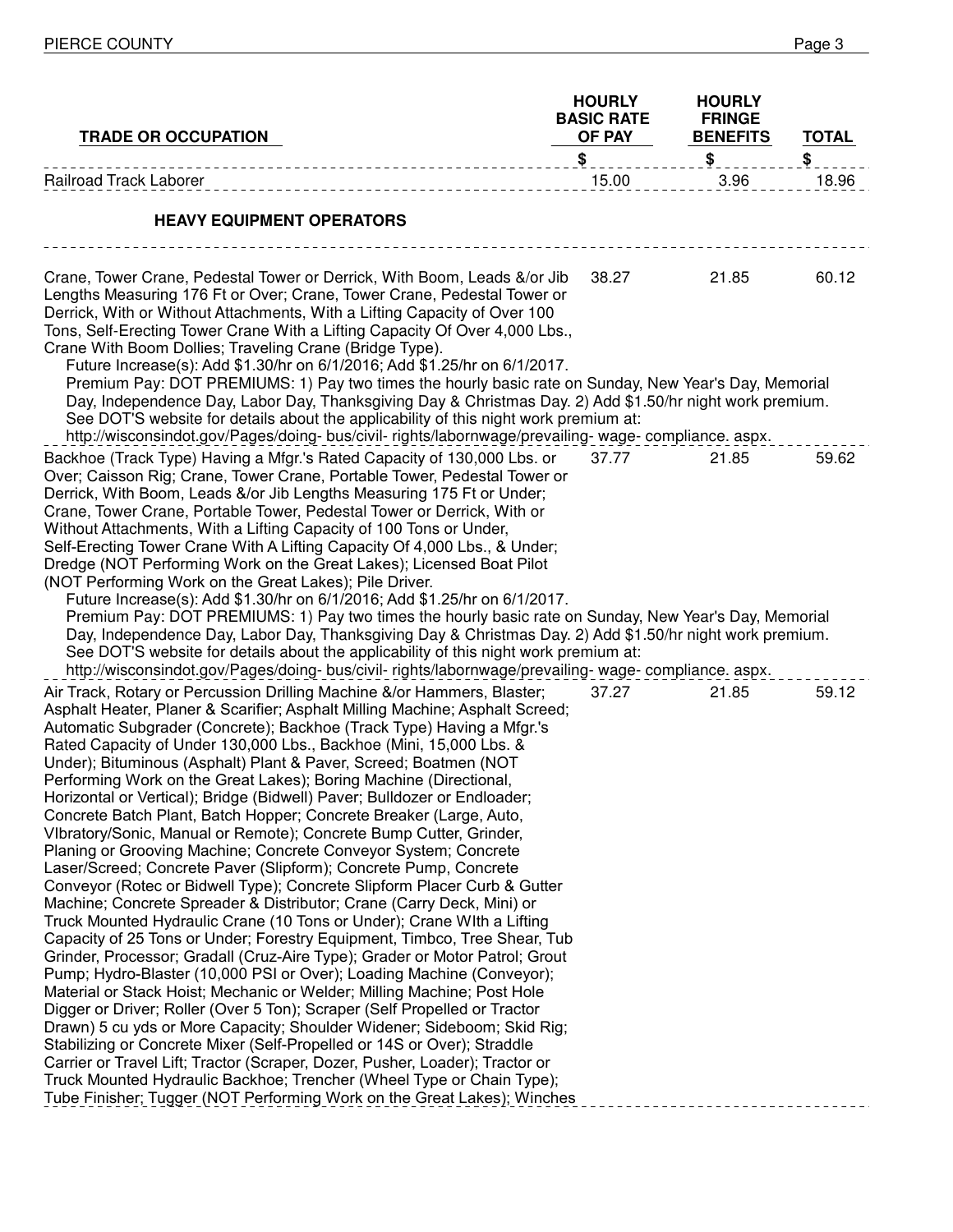| TRADE OR OCCUPATION | HOURLY BASIC RATE OF PAY | HOURLY FRINGE BENEFITS | TOTAL |
|---|---|---|---|
| | $ | $ | $ |
| Railroad Track Laborer | 15.00 | 3.96 | 18.96 |
| **HEAVY EQUIPMENT OPERATORS** | | | |
| Crane, Tower Crane, Pedestal Tower or Derrick, With Boom, Leads &/or Jib Lengths Measuring 176 Ft or Over; Crane, Tower Crane, Pedestal Tower or Derrick, With or Without Attachments, With a Lifting Capacity of Over 100 Tons, Self-Erecting Tower Crane With a Lifting Capacity Of Over 4,000 Lbs., Crane With Boom Dollies; Traveling Crane (Bridge Type).<br>Future Increase(s): Add $1.30/hr on 6/1/2016; Add $1.25/hr on 6/1/2017.<br>Premium Pay: DOT PREMIUMS: 1) Pay two times the hourly basic rate on Sunday, New Year's Day, Memorial Day, Independence Day, Labor Day, Thanksgiving Day & Christmas Day. 2) Add $1.50/hr night work premium. See DOT'S website for details about the applicability of this night work premium at: http://wisconsindot.gov/Pages/doing- bus/civil- rights/labornwage/prevailing- wage- compliance. aspx. | 38.27 | 21.85 | 60.12 |
| Backhoe (Track Type) Having a Mfgr.'s Rated Capacity of 130,000 Lbs. or Over; Caisson Rig; Crane, Tower Crane, Portable Tower, Pedestal Tower or Derrick, With Boom, Leads &/or Jib Lengths Measuring 175 Ft or Under; Crane, Tower Crane, Portable Tower, Pedestal Tower or Derrick, With or Without Attachments, With a Lifting Capacity of 100 Tons or Under, Self-Erecting Tower Crane With A Lifting Capacity Of 4,000 Lbs., & Under; Dredge (NOT Performing Work on the Great Lakes); Licensed Boat Pilot (NOT Performing Work on the Great Lakes); Pile Driver.<br>Future Increase(s): Add $1.30/hr on 6/1/2016; Add $1.25/hr on 6/1/2017.<br>Premium Pay: DOT PREMIUMS: 1) Pay two times the hourly basic rate on Sunday, New Year's Day, Memorial Day, Independence Day, Labor Day, Thanksgiving Day & Christmas Day. 2) Add $1.50/hr night work premium. See DOT'S website for details about the applicability of this night work premium at: http://wisconsindot.gov/Pages/doing- bus/civil- rights/labornwage/prevailing- wage- compliance. aspx. | 37.77 | 21.85 | 59.62 |
| Air Track, Rotary or Percussion Drilling Machine &/or Hammers, Blaster; Asphalt Heater, Planer & Scarifier; Asphalt Milling Machine; Asphalt Screed; Automatic Subgrader (Concrete); Backhoe (Track Type) Having a Mfgr.'s Rated Capacity of Under 130,000 Lbs., Backhoe (Mini, 15,000 Lbs. & Under); Bituminous (Asphalt) Plant & Paver, Screed; Boatmen (NOT Performing Work on the Great Lakes); Boring Machine (Directional, Horizontal or Vertical); Bridge (Bidwell) Paver; Bulldozer or Endloader; Concrete Batch Plant, Batch Hopper; Concrete Breaker (Large, Auto, VIbratory/Sonic, Manual or Remote); Concrete Bump Cutter, Grinder, Planing or Grooving Machine; Concrete Conveyor System; Concrete Laser/Screed; Concrete Paver (Slipform); Concrete Pump, Concrete Conveyor (Rotec or Bidwell Type); Concrete Slipform Placer Curb & Gutter Machine; Concrete Spreader & Distributor; Crane (Carry Deck, Mini) or Truck Mounted Hydraulic Crane (10 Tons or Under); Crane WIth a Lifting Capacity of 25 Tons or Under; Forestry Equipment, Timbco, Tree Shear, Tub Grinder, Processor; Gradall (Cruz-Aire Type); Grader or Motor Patrol; Grout Pump; Hydro-Blaster (10,000 PSI or Over); Loading Machine (Conveyor); Material or Stack Hoist; Mechanic or Welder; Milling Machine; Post Hole Digger or Driver; Roller (Over 5 Ton); Scraper (Self Propelled or Tractor Drawn) 5 cu yds or More Capacity; Shoulder Widener; Sideboom; Skid Rig; Stabilizing or Concrete Mixer (Self-Propelled or 14S or Over); Straddle Carrier or Travel Lift; Tractor (Scraper, Dozer, Pusher, Loader); Tractor or Truck Mounted Hydraulic Backhoe; Trencher (Wheel Type or Chain Type); Tube Finisher; Tugger (NOT Performing Work on the Great Lakes); Winches | 37.27 | 21.85 | 59.12 |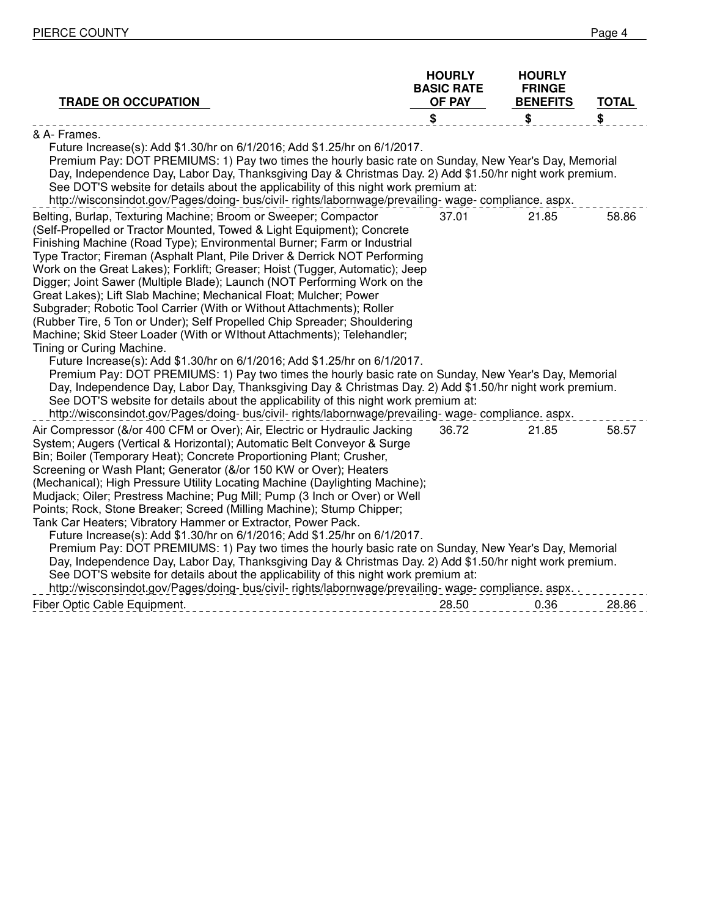| TRADE OR OCCUPATION | HOURLY BASIC RATE OF PAY $ | HOURLY FRINGE BENEFITS $ | TOTAL $ |
|---|---|---|---|
| & A- Frames.<br>Future Increase(s): Add $1.30/hr on 6/1/2016; Add $1.25/hr on 6/1/2017.<br>Premium Pay: DOT PREMIUMS: 1) Pay two times the hourly basic rate on Sunday, New Year's Day, Memorial Day, Independence Day, Labor Day, Thanksgiving Day & Christmas Day. 2) Add $1.50/hr night work premium. See DOT'S website for details about the applicability of this night work premium at: http://wisconsindot.gov/Pages/doing- bus/civil- rights/labornwage/prevailing- wage- compliance. aspx. | | | |
| Belting, Burlap, Texturing Machine; Broom or Sweeper; Compactor (Self-Propelled or Tractor Mounted, Towed & Light Equipment); Concrete Finishing Machine (Road Type); Environmental Burner; Farm or Industrial Type Tractor; Fireman (Asphalt Plant, Pile Driver & Derrick NOT Performing Work on the Great Lakes); Forklift; Greaser; Hoist (Tugger, Automatic); Jeep Digger; Joint Sawer (Multiple Blade); Launch (NOT Performing Work on the Great Lakes); Lift Slab Machine; Mechanical Float; Mulcher; Power Subgrader; Robotic Tool Carrier (With or Without Attachments); Roller (Rubber Tire, 5 Ton or Under); Self Propelled Chip Spreader; Shouldering Machine; Skid Steer Loader (With or WIthout Attachments); Telehandler; Tining or Curing Machine.<br>Future Increase(s): Add $1.30/hr on 6/1/2016; Add $1.25/hr on 6/1/2017.<br>Premium Pay: DOT PREMIUMS: 1) Pay two times the hourly basic rate on Sunday, New Year's Day, Memorial Day, Independence Day, Labor Day, Thanksgiving Day & Christmas Day. 2) Add $1.50/hr night work premium. See DOT'S website for details about the applicability of this night work premium at: http://wisconsindot.gov/Pages/doing- bus/civil- rights/labornwage/prevailing- wage- compliance. aspx. | 37.01 | 21.85 | 58.86 |
| Air Compressor (&/or 400 CFM or Over); Air, Electric or Hydraulic Jacking System; Augers (Vertical & Horizontal); Automatic Belt Conveyor & Surge Bin; Boiler (Temporary Heat); Concrete Proportioning Plant; Crusher, Screening or Wash Plant; Generator (&/or 150 KW or Over); Heaters (Mechanical); High Pressure Utility Locating Machine (Daylighting Machine); Mudjack; Oiler; Prestress Machine; Pug Mill; Pump (3 Inch or Over) or Well Points; Rock, Stone Breaker; Screed (Milling Machine); Stump Chipper; Tank Car Heaters; Vibratory Hammer or Extractor, Power Pack.<br>Future Increase(s): Add $1.30/hr on 6/1/2016; Add $1.25/hr on 6/1/2017.<br>Premium Pay: DOT PREMIUMS: 1) Pay two times the hourly basic rate on Sunday, New Year's Day, Memorial Day, Independence Day, Labor Day, Thanksgiving Day & Christmas Day. 2) Add $1.50/hr night work premium. See DOT'S website for details about the applicability of this night work premium at: http://wisconsindot.gov/Pages/doing- bus/civil- rights/labornwage/prevailing- wage- compliance. aspx. . | 36.72 | 21.85 | 58.57 |
| Fiber Optic Cable Equipment. | 28.50 | 0.36 | 28.86 |